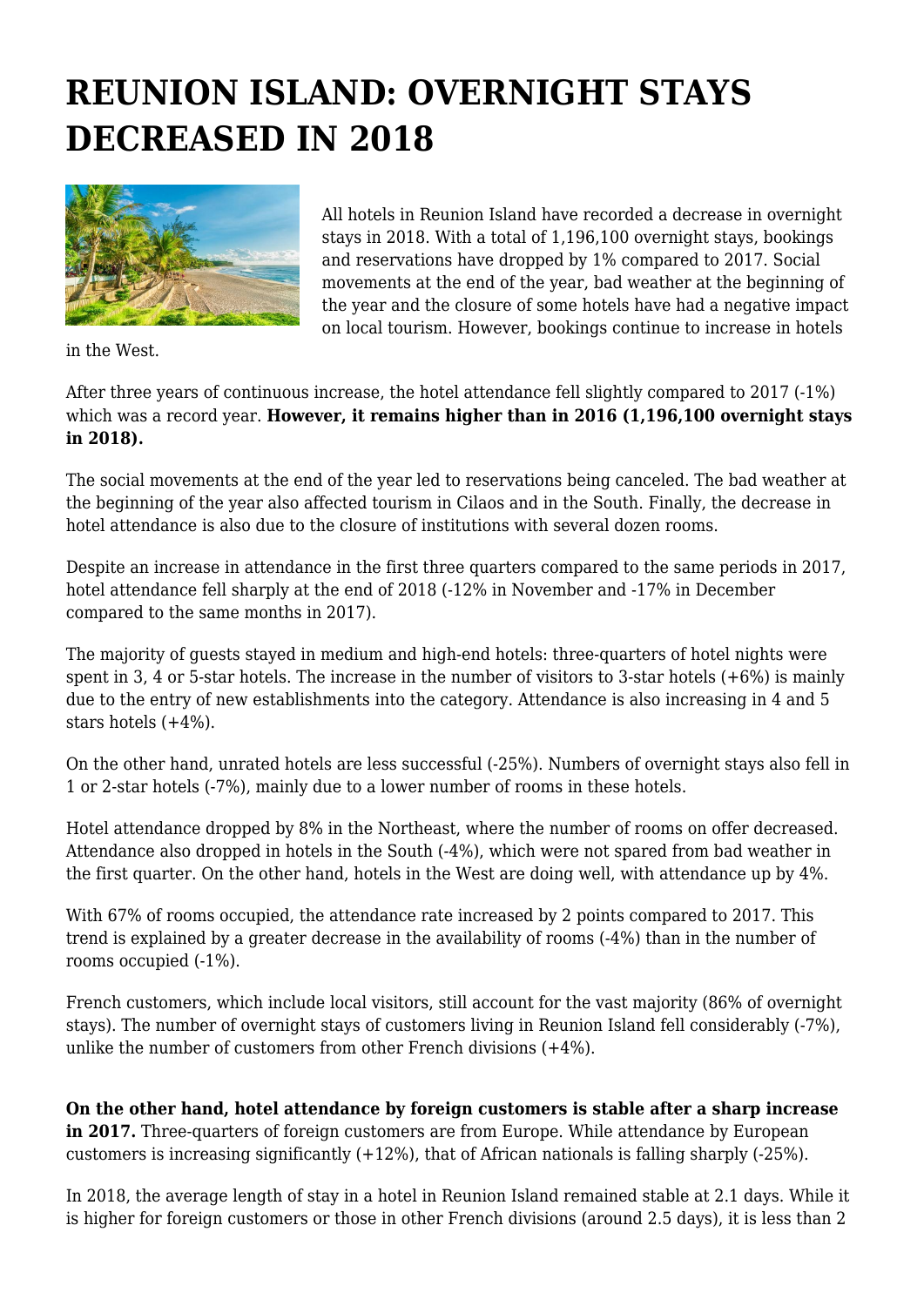# REUNION ISLAND: OVERNIGHT STAYS DECREASED IN 2018

All hotels in Reunion Island have recorded a decrease in overnight stays in 2018. With a total of 1,196,100 overnight stays, bookings and reservations have dropped by 1% compared to 2017. Social movements at the end of the year, bad weather at the beginning of the year and the closure of some hotels have had a negative impact on local tourism. However, bookings continue to increase in hotels in the West.

After three years of continuous increase, the hotel attendance fell slightly compared to 2017 (-1%) which was a record year. **However, it remains higher than in 2016 (1,196,100 overnight stays in 2018).**

The social movements at the end of the year led to reservations being canceled. The bad weather at the beginning of the year also affected tourism in Cilaos and in the South. Finally, the decrease in hotel attendance is also due to the closure of institutions with several dozen rooms.

Despite an increase in attendance in the first three quarters compared to the same periods in 2017, hotel attendance fell sharply at the end of 2018 (-12% in November and -17% in December compared to the same months in 2017).

The majority of guests stayed in medium and high-end hotels: three-quarters of hotel nights were spent in 3, 4 or 5-star hotels. The increase in the number of visitors to 3-star hotels (+6%) is mainly due to the entry of new establishments into the category. Attendance is also increasing in 4 and 5 stars hotels (+4%).

On the other hand, unrated hotels are less successful (-25%). Numbers of overnight stays also fell in 1 or 2-star hotels (-7%), mainly due to a lower number of rooms in these hotels.

Hotel attendance dropped by 8% in the Northeast, where the number of rooms on offer decreased. Attendance also dropped in hotels in the South (-4%), which were not spared from bad weather in the first quarter. On the other hand, hotels in the West are doing well, with attendance up by 4%.

With 67% of rooms occupied, the attendance rate increased by 2 points compared to 2017. This trend is explained by a greater decrease in the availability of rooms (-4%) than in the number of rooms occupied (-1%).

French customers, which include local visitors, still account for the vast majority (86% of overnight stays). The number of overnight stays of customers living in Reunion Island fell considerably (-7%), unlike the number of customers from other French divisions (+4%).

**On the other hand, hotel attendance by foreign customers is stable after a sharp increase in 2017.** Three-quarters of foreign customers are from Europe. While attendance by European customers is increasing significantly (+12%), that of African nationals is falling sharply (-25%).

In 2018, the average length of stay in a hotel in Reunion Island remained stable at 2.1 days. While it is higher for foreign customers or those in other French divisions (around 2.5 days), it is less than 2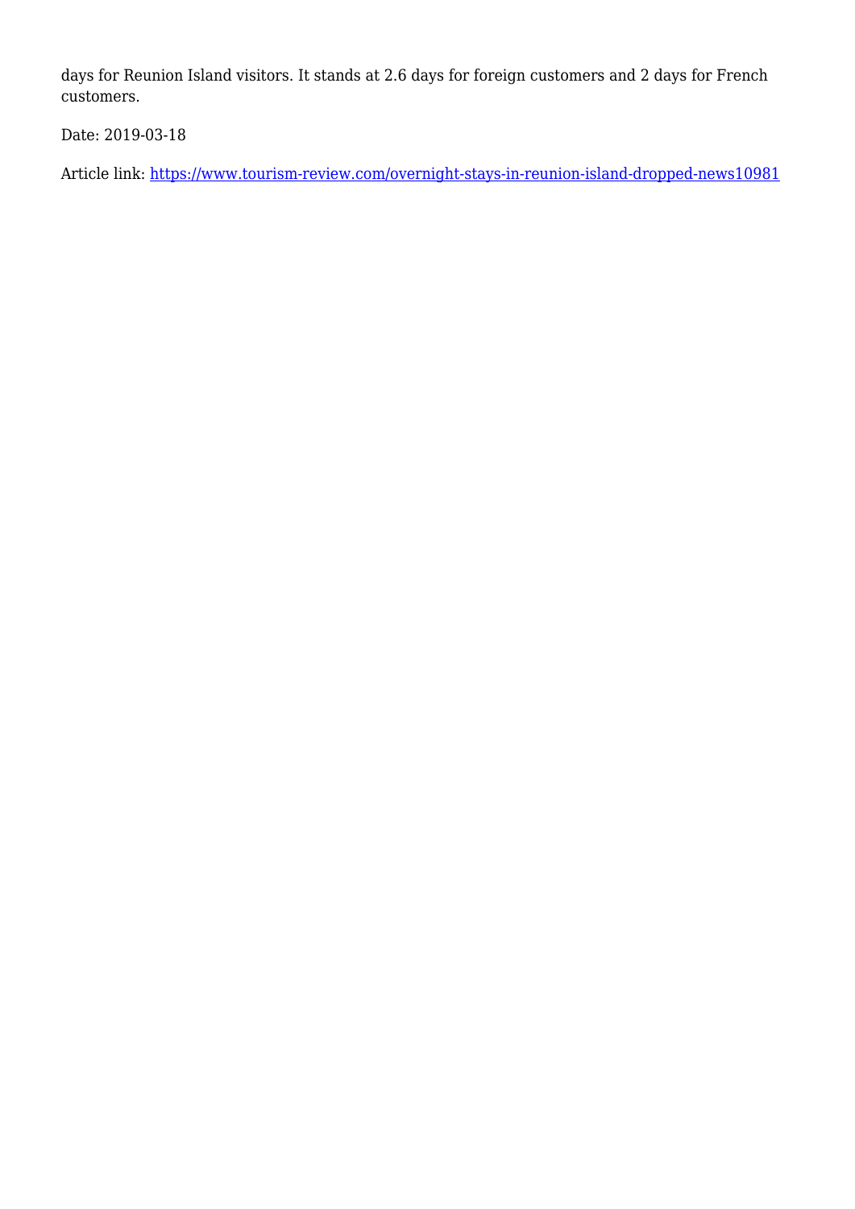days for Reunion Island visitors. It stands at 2.6 days for foreign customers and 2 days for French customers.

Date: 2019-03-18

Article link: [https://www.tourism-review.com/overnight-stays-in-reunion-island-dropped-news10981](https://www.tourism-review.com/overnight-stays-in-reunion-island-dropped-news10981)